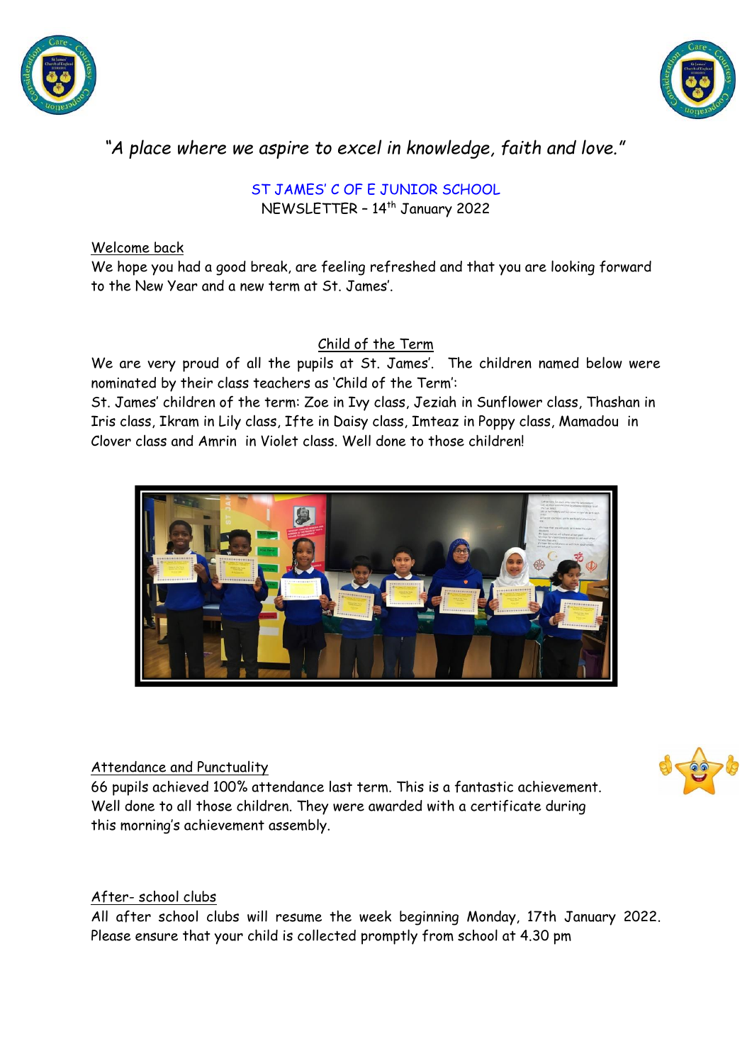*"A place where we aspire to excel in knowledge, faith and love."*

ST JAMES' C OF E JUNIOR SCHOOL

NEWSLETTER – 14th January 2022

## Welcome back

We hope you had a good break, are feeling refreshed and that you are looking forward to the New Year and a new term at St. James'.

## Child of the Term

We are very proud of all the pupils at St. James'. The children named below were nominated by their class teachers as 'Child of the Term':

St. James' children of the term: Zoe in Ivy class, Jeziah in Sunflower class, Thashan in Iris class, Ikram in Lily class, Ifte in Daisy class, Imteaz in Poppy class, Mamadou in Clover class and Amrin in Violet class. Well done to those children!

## Attendance and Punctuality

66 pupils achieved 100% attendance last term. This is a fantastic achievement. Well done to all those children. They were awarded with a certificate during this morning's achievement assembly.

## After- school clubs

All after school clubs will resume the week beginning Monday, 17th January 2022. Please ensure that your child is collected promptly from school at 4.30 pm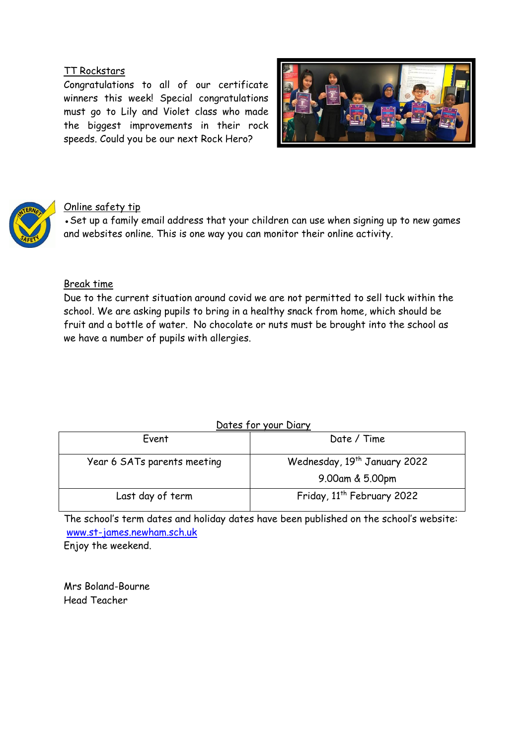## TT Rockstars

Congratulations to all of our certificate winners this week! Special congratulations must go to Lily and Violet class who made the biggest improvements in their rock speeds. Could you be our next Rock Hero?

## Online safety tip

- Set up a family email address that your children can use when signing up to new games and websites online. This is one way you can monitor their online activity.

## Break time

Due to the current situation around covid we are not permitted to sell tuck within the school. We are asking pupils to bring in a healthy snack from home, which should be fruit and a bottle of water. No chocolate or nuts must be brought into the school as we have a number of pupils with allergies.

## Dates for your Diary

| Event | Date / Time |
| --- | --- |
| Year 6 SATs parents meeting | Wednesday, 19th January 2022<br>9.00am & 5.00pm |
| Last day of term | Friday, 11th February 2022 |

The school's term dates and holiday dates have been published on the school's website: www.st-james.newham.sch.uk

Enjoy the weekend.

Mrs Boland-Bourne
Head Teacher